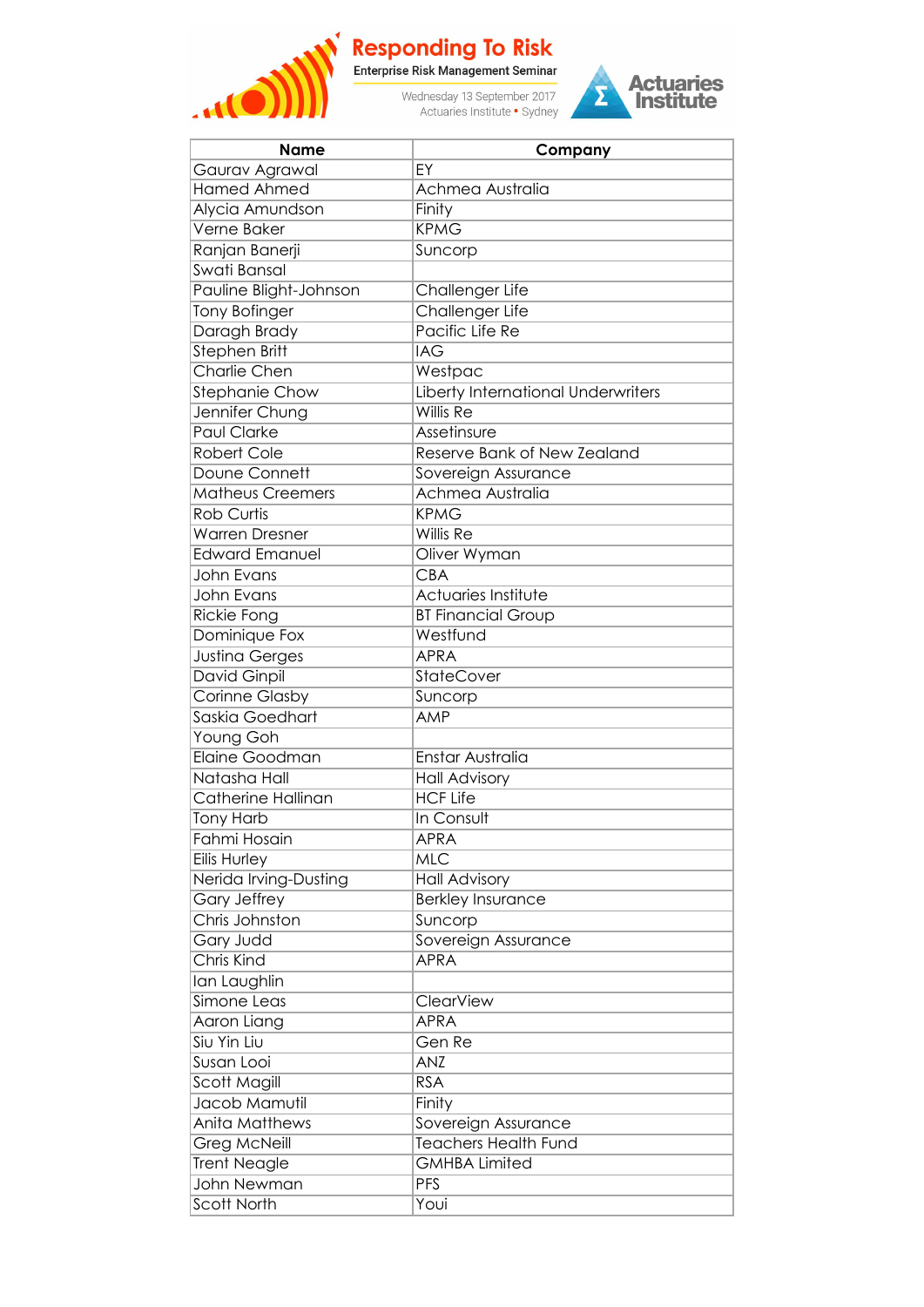# Responding To Risk

Enterprise Risk Management Seminar

Wednesday 13 September 2017
Actuaries Institute • Sydney

Actuaries Institute

| Name | Company |
|---|---|
| Gaurav Agrawal | EY |
| Hamed Ahmed | Achmea Australia |
| Alycia Amundson | Finity |
| Verne Baker | KPMG |
| Ranjan Banerji | Suncorp |
| Swati Bansal | |
| Pauline Blight-Johnson | Challenger Life |
| Tony Bofinger | Challenger Life |
| Daragh Brady | Pacific Life Re |
| Stephen Britt | IAG |
| Charlie Chen | Westpac |
| Stephanie Chow | Liberty International Underwriters |
| Jennifer Chung | Willis Re |
| Paul Clarke | Assetinsure |
| Robert Cole | Reserve Bank of New Zealand |
| Doune Connett | Sovereign Assurance |
| Matheus Creemers | Achmea Australia |
| Rob Curtis | KPMG |
| Warren Dresner | Willis Re |
| Edward Emanuel | Oliver Wyman |
| John Evans | CBA |
| John Evans | Actuaries Institute |
| Rickie Fong | BT Financial Group |
| Dominique Fox | Westfund |
| Justina Gerges | APRA |
| David Ginpil | StateCover |
| Corinne Glasby | Suncorp |
| Saskia Goedhart | AMP |
| Young Goh | |
| Elaine Goodman | Enstar Australia |
| Natasha Hall | Hall Advisory |
| Catherine Hallinan | HCF Life |
| Tony Harb | In Consult |
| Fahmi Hosain | APRA |
| Eilis Hurley | MLC |
| Nerida Irving-Dusting | Hall Advisory |
| Gary Jeffrey | Berkley Insurance |
| Chris Johnston | Suncorp |
| Gary Judd | Sovereign Assurance |
| Chris Kind | APRA |
| Ian Laughlin | |
| Simone Leas | ClearView |
| Aaron Liang | APRA |
| Siu Yin Liu | Gen Re |
| Susan Looi | ANZ |
| Scott Magill | RSA |
| Jacob Mamutil | Finity |
| Anita Matthews | Sovereign Assurance |
| Greg McNeill | Teachers Health Fund |
| Trent Neagle | GMHBA Limited |
| John Newman | PFS |
| Scott North | Youi |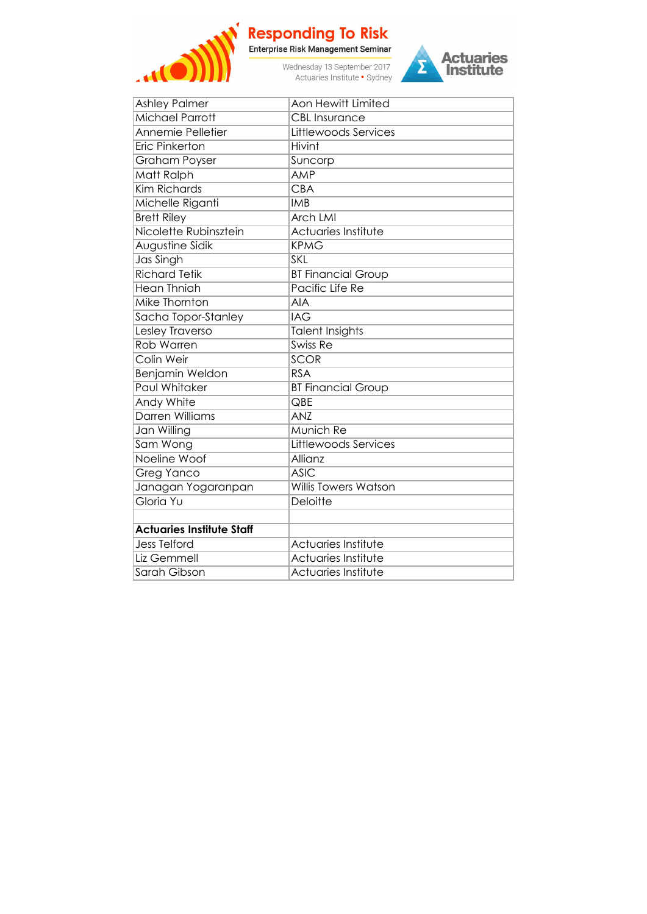# Responding To Risk

Enterprise Risk Management Seminar

Wednesday 13 September 2017
Actuaries Institute • Sydney

Actuaries Institute

| | |
|---|---|
| Ashley Palmer | Aon Hewitt Limited |
| Michael Parrott | CBL Insurance |
| Annemie Pelletier | Littlewoods Services |
| Eric Pinkerton | Hivint |
| Graham Poyser | Suncorp |
| Matt Ralph | AMP |
| Kim Richards | CBA |
| Michelle Riganti | IMB |
| Brett Riley | Arch LMI |
| Nicolette Rubinsztein | Actuaries Institute |
| Augustine Sidik | KPMG |
| Jas Singh | SKL |
| Richard Tetik | BT Financial Group |
| Hean Thniah | Pacific Life Re |
| Mike Thornton | AIA |
| Sacha Topor-Stanley | IAG |
| Lesley Traverso | Talent Insights |
| Rob Warren | Swiss Re |
| Colin Weir | SCOR |
| Benjamin Weldon | RSA |
| Paul Whitaker | BT Financial Group |
| Andy White | QBE |
| Darren Williams | ANZ |
| Jan Willing | Munich Re |
| Sam Wong | Littlewoods Services |
| Noeline Woof | Allianz |
| Greg Yanco | ASIC |
| Janagan Yogaranpan | Willis Towers Watson |
| Gloria Yu | Deloitte |
| | |
| **Actuaries Institute Staff** | |
| Jess Telford | Actuaries Institute |
| Liz Gemmell | Actuaries Institute |
| Sarah Gibson | Actuaries Institute |